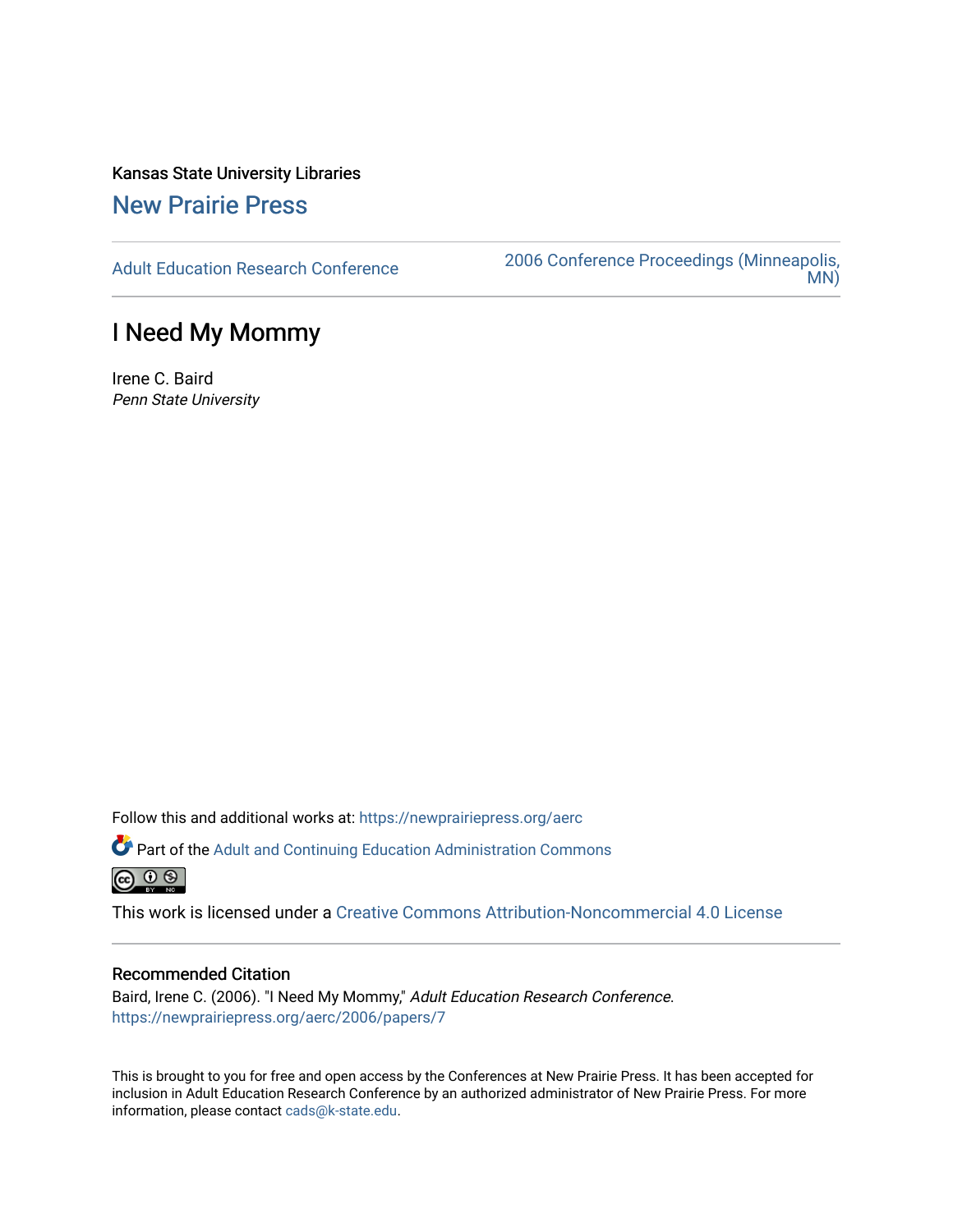Kansas State University Libraries

New Prairie Press

Adult Education Research Conference | 2006 Conference Proceedings (Minneapolis, MN)

# I Need My Mommy

Irene C. Baird

*Penn State University*

Follow this and additional works at: https://newprairiepress.org/aerc

Part of the Adult and Continuing Education Administration Commons

This work is licensed under a Creative Commons Attribution-Noncommercial 4.0 License

## Recommended Citation

Baird, Irene C. (2006). "I Need My Mommy," *Adult Education Research Conference*. https://newprairiepress.org/aerc/2006/papers/7

This is brought to you for free and open access by the Conferences at New Prairie Press. It has been accepted for inclusion in Adult Education Research Conference by an authorized administrator of New Prairie Press. For more information, please contact cads@k-state.edu.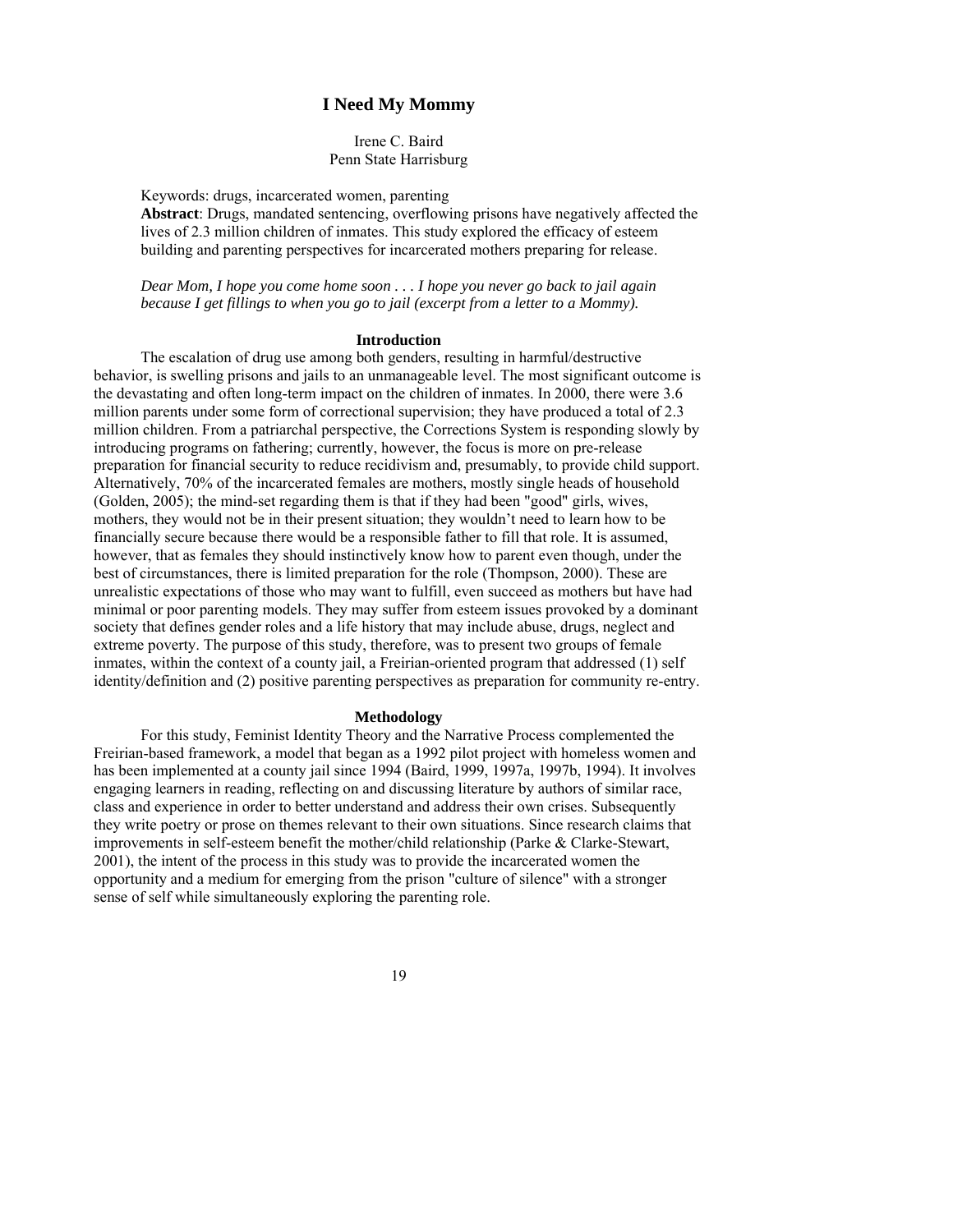# I Need My Mommy

Irene C. Baird
Penn State Harrisburg

Keywords: drugs, incarcerated women, parenting

**Abstract**: Drugs, mandated sentencing, overflowing prisons have negatively affected the lives of 2.3 million children of inmates. This study explored the efficacy of esteem building and parenting perspectives for incarcerated mothers preparing for release.

*Dear Mom, I hope you come home soon . . . I hope you never go back to jail again because I get fillings to when you go to jail (excerpt from a letter to a Mommy).*

## Introduction

The escalation of drug use among both genders, resulting in harmful/destructive behavior, is swelling prisons and jails to an unmanageable level. The most significant outcome is the devastating and often long-term impact on the children of inmates. In 2000, there were 3.6 million parents under some form of correctional supervision; they have produced a total of 2.3 million children. From a patriarchal perspective, the Corrections System is responding slowly by introducing programs on fathering; currently, however, the focus is more on pre-release preparation for financial security to reduce recidivism and, presumably, to provide child support. Alternatively, 70% of the incarcerated females are mothers, mostly single heads of household (Golden, 2005); the mind-set regarding them is that if they had been "good" girls, wives, mothers, they would not be in their present situation; they wouldn't need to learn how to be financially secure because there would be a responsible father to fill that role. It is assumed, however, that as females they should instinctively know how to parent even though, under the best of circumstances, there is limited preparation for the role (Thompson, 2000). These are unrealistic expectations of those who may want to fulfill, even succeed as mothers but have had minimal or poor parenting models. They may suffer from esteem issues provoked by a dominant society that defines gender roles and a life history that may include abuse, drugs, neglect and extreme poverty. The purpose of this study, therefore, was to present two groups of female inmates, within the context of a county jail, a Freirian-oriented program that addressed (1) self identity/definition and (2) positive parenting perspectives as preparation for community re-entry.

## Methodology

For this study, Feminist Identity Theory and the Narrative Process complemented the Freirian-based framework, a model that began as a 1992 pilot project with homeless women and has been implemented at a county jail since 1994 (Baird, 1999, 1997a, 1997b, 1994). It involves engaging learners in reading, reflecting on and discussing literature by authors of similar race, class and experience in order to better understand and address their own crises. Subsequently they write poetry or prose on themes relevant to their own situations. Since research claims that improvements in self-esteem benefit the mother/child relationship (Parke & Clarke-Stewart, 2001), the intent of the process in this study was to provide the incarcerated women the opportunity and a medium for emerging from the prison "culture of silence" with a stronger sense of self while simultaneously exploring the parenting role.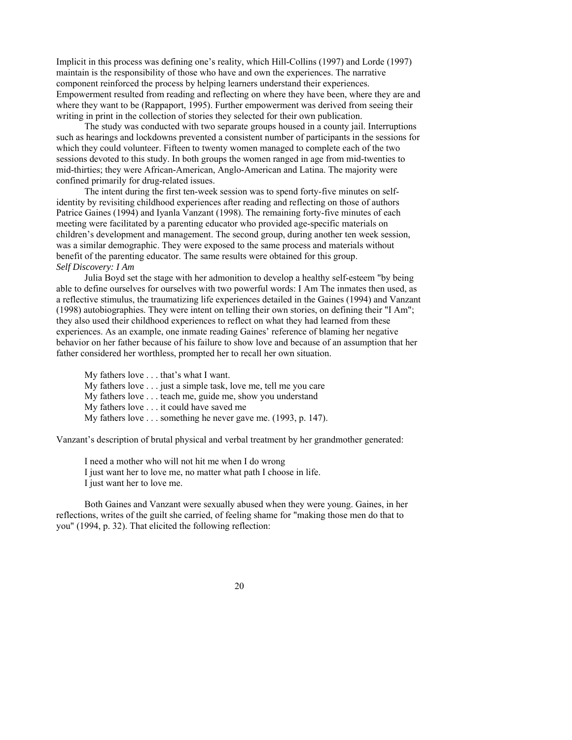Implicit in this process was defining one's reality, which Hill-Collins (1997) and Lorde (1997) maintain is the responsibility of those who have and own the experiences. The narrative component reinforced the process by helping learners understand their experiences. Empowerment resulted from reading and reflecting on where they have been, where they are and where they want to be (Rappaport, 1995). Further empowerment was derived from seeing their writing in print in the collection of stories they selected for their own publication.

The study was conducted with two separate groups housed in a county jail. Interruptions such as hearings and lockdowns prevented a consistent number of participants in the sessions for which they could volunteer. Fifteen to twenty women managed to complete each of the two sessions devoted to this study. In both groups the women ranged in age from mid-twenties to mid-thirties; they were African-American, Anglo-American and Latina. The majority were confined primarily for drug-related issues.

The intent during the first ten-week session was to spend forty-five minutes on self-identity by revisiting childhood experiences after reading and reflecting on those of authors Patrice Gaines (1994) and Iyanla Vanzant (1998). The remaining forty-five minutes of each meeting were facilitated by a parenting educator who provided age-specific materials on children's development and management. The second group, during another ten week session, was a similar demographic. They were exposed to the same process and materials without benefit of the parenting educator. The same results were obtained for this group.

***Self Discovery: I Am***

Julia Boyd set the stage with her admonition to develop a healthy self-esteem "by being able to define ourselves for ourselves with two powerful words: I Am The inmates then used, as a reflective stimulus, the traumatizing life experiences detailed in the Gaines (1994) and Vanzant (1998) autobiographies. They were intent on telling their own stories, on defining their "I Am"; they also used their childhood experiences to reflect on what they had learned from these experiences. As an example, one inmate reading Gaines' reference of blaming her negative behavior on her father because of his failure to show love and because of an assumption that her father considered her worthless, prompted her to recall her own situation.

> My fathers love . . . that's what I want.
> My fathers love . . . just a simple task, love me, tell me you care
> My fathers love . . . teach me, guide me, show you understand
> My fathers love . . . it could have saved me
> My fathers love . . . something he never gave me. (1993, p. 147).

Vanzant's description of brutal physical and verbal treatment by her grandmother generated:

> I need a mother who will not hit me when I do wrong
> I just want her to love me, no matter what path I choose in life.
> I just want her to love me.

Both Gaines and Vanzant were sexually abused when they were young. Gaines, in her reflections, writes of the guilt she carried, of feeling shame for "making those men do that to you" (1994, p. 32). That elicited the following reflection: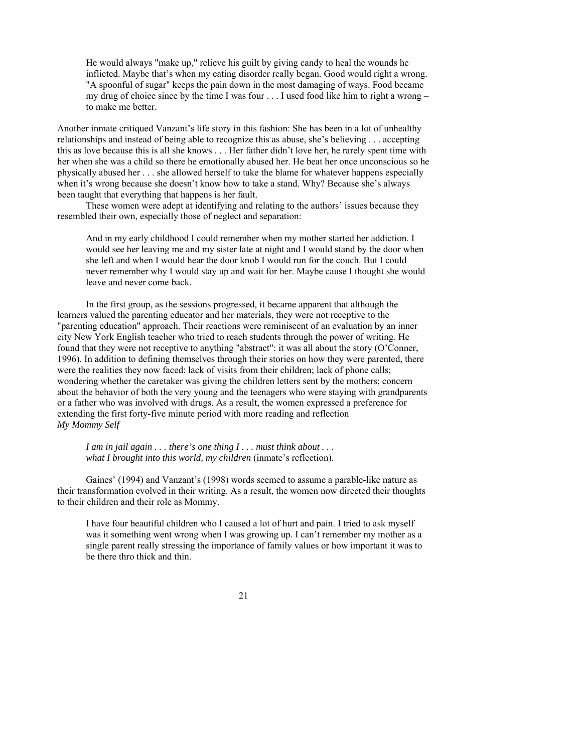> He would always "make up," relieve his guilt by giving candy to heal the wounds he inflicted. Maybe that's when my eating disorder really began. Good would right a wrong. "A spoonful of sugar" keeps the pain down in the most damaging of ways. Food became my drug of choice since by the time I was four . . . I used food like him to right a wrong – to make me better.

Another inmate critiqued Vanzant's life story in this fashion: She has been in a lot of unhealthy relationships and instead of being able to recognize this as abuse, she's believing . . . accepting this as love because this is all she knows . . . Her father didn't love her, he rarely spent time with her when she was a child so there he emotionally abused her. He beat her once unconscious so he physically abused her . . . she allowed herself to take the blame for whatever happens especially when it's wrong because she doesn't know how to take a stand. Why? Because she's always been taught that everything that happens is her fault.

These women were adept at identifying and relating to the authors' issues because they resembled their own, especially those of neglect and separation:

> And in my early childhood I could remember when my mother started her addiction. I would see her leaving me and my sister late at night and I would stand by the door when she left and when I would hear the door knob I would run for the couch. But I could never remember why I would stay up and wait for her. Maybe cause I thought she would leave and never come back.

In the first group, as the sessions progressed, it became apparent that although the learners valued the parenting educator and her materials, they were not receptive to the "parenting education" approach. Their reactions were reminiscent of an evaluation by an inner city New York English teacher who tried to reach students through the power of writing. He found that they were not receptive to anything "abstract": it was all about the story (O'Conner, 1996). In addition to defining themselves through their stories on how they were parented, there were the realities they now faced: lack of visits from their children; lack of phone calls; wondering whether the caretaker was giving the children letters sent by the mothers; concern about the behavior of both the very young and the teenagers who were staying with grandparents or a father who was involved with drugs. As a result, the women expressed a preference for extending the first forty-five minute period with more reading and reflection

### *My Mommy Self*

> *I am in jail again . . . there's one thing I . . . must think about . . .*
> *what I brought into this world, my children* (inmate's reflection).

Gaines' (1994) and Vanzant's (1998) words seemed to assume a parable-like nature as their transformation evolved in their writing. As a result, the women now directed their thoughts to their children and their role as Mommy.

> I have four beautiful children who I caused a lot of hurt and pain. I tried to ask myself was it something went wrong when I was growing up. I can't remember my mother as a single parent really stressing the importance of family values or how important it was to be there thro thick and thin.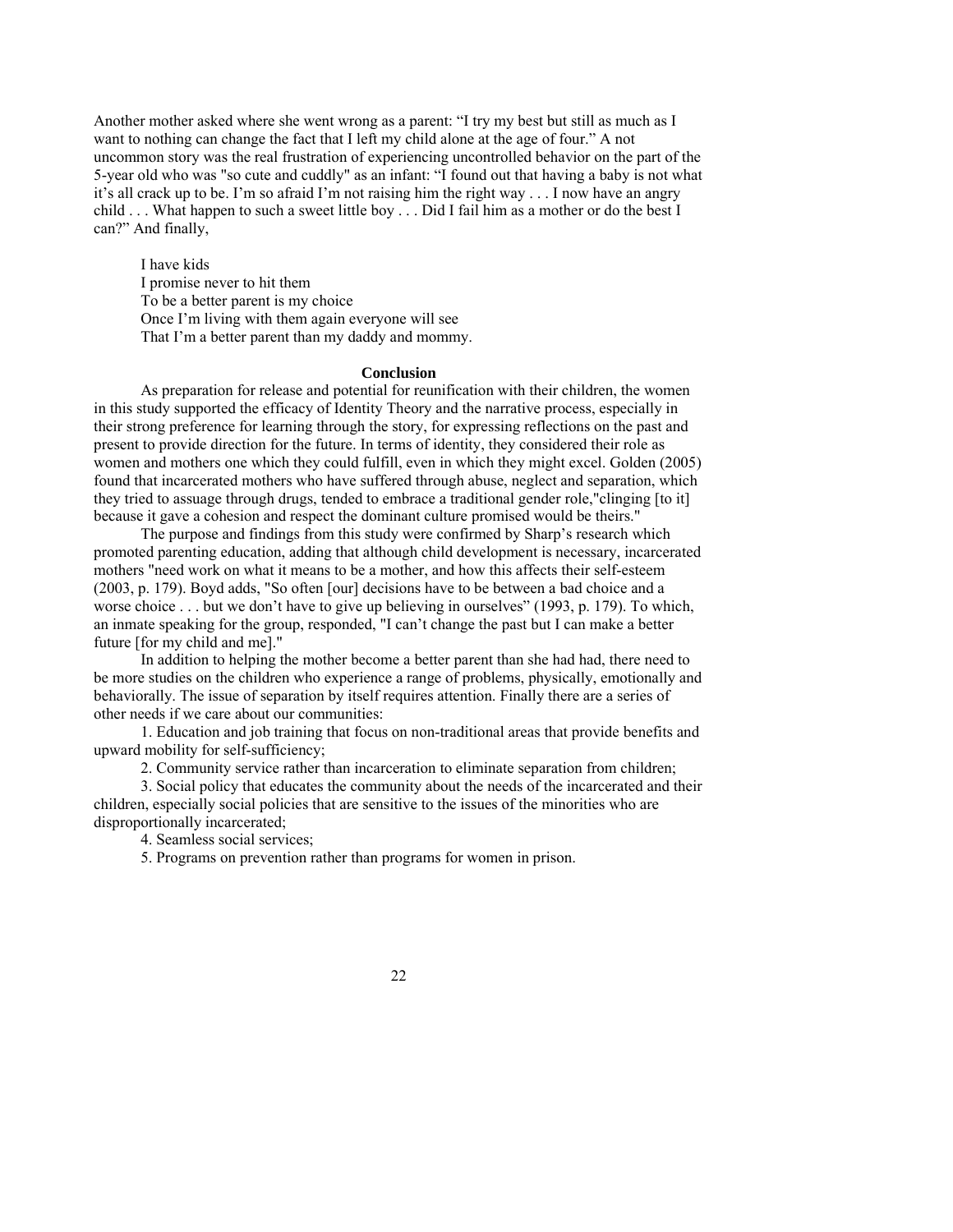Another mother asked where she went wrong as a parent: "I try my best but still as much as I want to nothing can change the fact that I left my child alone at the age of four." A not uncommon story was the real frustration of experiencing uncontrolled behavior on the part of the 5-year old who was "so cute and cuddly" as an infant: "I found out that having a baby is not what it's all crack up to be. I'm so afraid I'm not raising him the right way . . . I now have an angry child . . . What happen to such a sweet little boy . . . Did I fail him as a mother or do the best I can?" And finally,

> I have kids
> I promise never to hit them
> To be a better parent is my choice
> Once I'm living with them again everyone will see
> That I'm a better parent than my daddy and mommy.

## Conclusion

As preparation for release and potential for reunification with their children, the women in this study supported the efficacy of Identity Theory and the narrative process, especially in their strong preference for learning through the story, for expressing reflections on the past and present to provide direction for the future. In terms of identity, they considered their role as women and mothers one which they could fulfill, even in which they might excel. Golden (2005) found that incarcerated mothers who have suffered through abuse, neglect and separation, which they tried to assuage through drugs, tended to embrace a traditional gender role,"clinging [to it] because it gave a cohesion and respect the dominant culture promised would be theirs."

The purpose and findings from this study were confirmed by Sharp's research which promoted parenting education, adding that although child development is necessary, incarcerated mothers "need work on what it means to be a mother, and how this affects their self-esteem (2003, p. 179). Boyd adds, "So often [our] decisions have to be between a bad choice and a worse choice . . . but we don't have to give up believing in ourselves" (1993, p. 179). To which, an inmate speaking for the group, responded, "I can't change the past but I can make a better future [for my child and me]."

In addition to helping the mother become a better parent than she had had, there need to be more studies on the children who experience a range of problems, physically, emotionally and behaviorally. The issue of separation by itself requires attention. Finally there are a series of other needs if we care about our communities:

1. Education and job training that focus on non-traditional areas that provide benefits and upward mobility for self-sufficiency;
2. Community service rather than incarceration to eliminate separation from children;
3. Social policy that educates the community about the needs of the incarcerated and their children, especially social policies that are sensitive to the issues of the minorities who are disproportionally incarcerated;
4. Seamless social services;
5. Programs on prevention rather than programs for women in prison.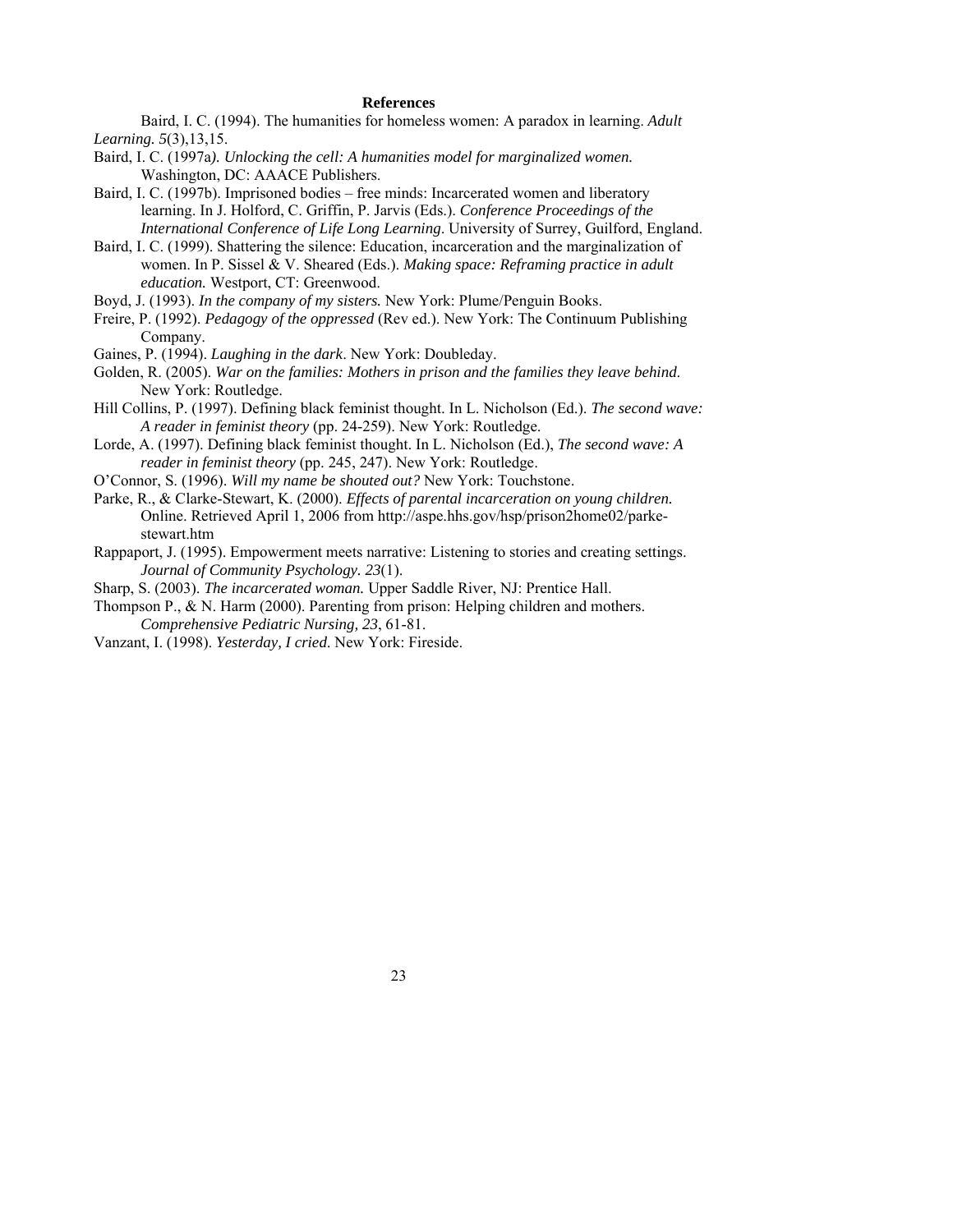**References**

Baird, I. C. (1994). The humanities for homeless women: A paradox in learning. *Adult Learning. 5*(3),13,15.

Baird, I. C. (1997a*). Unlocking the cell: A humanities model for marginalized women.* Washington, DC: AAACE Publishers.

Baird, I. C. (1997b). Imprisoned bodies – free minds: Incarcerated women and liberatory learning. In J. Holford, C. Griffin, P. Jarvis (Eds.). *Conference Proceedings of the International Conference of Life Long Learning*. University of Surrey, Guilford, England.

Baird, I. C. (1999). Shattering the silence: Education, incarceration and the marginalization of women. In P. Sissel & V. Sheared (Eds.). *Making space: Reframing practice in adult education.* Westport, CT: Greenwood.

Boyd, J. (1993). *In the company of my sisters.* New York: Plume/Penguin Books.

Freire, P. (1992). *Pedagogy of the oppressed* (Rev ed.). New York: The Continuum Publishing Company.

Gaines, P. (1994). *Laughing in the dark*. New York: Doubleday.

Golden, R. (2005). *War on the families: Mothers in prison and the families they leave behind.* New York: Routledge.

Hill Collins, P. (1997). Defining black feminist thought. In L. Nicholson (Ed.). *The second wave: A reader in feminist theory* (pp. 24-259). New York: Routledge.

Lorde, A. (1997). Defining black feminist thought. In L. Nicholson (Ed.), *The second wave: A reader in feminist theory* (pp. 245, 247). New York: Routledge.

O'Connor, S. (1996). *Will my name be shouted out?* New York: Touchstone.

Parke, R., & Clarke-Stewart, K. (2000). *Effects of parental incarceration on young children.* Online. Retrieved April 1, 2006 from http://aspe.hhs.gov/hsp/prison2home02/parke-stewart.htm

Rappaport, J. (1995). Empowerment meets narrative: Listening to stories and creating settings. *Journal of Community Psychology. 23*(1).

Sharp, S. (2003). *The incarcerated woman.* Upper Saddle River, NJ: Prentice Hall.

Thompson P., & N. Harm (2000). Parenting from prison: Helping children and mothers. *Comprehensive Pediatric Nursing, 23*, 61-81.

Vanzant, I. (1998). *Yesterday, I cried.* New York: Fireside.